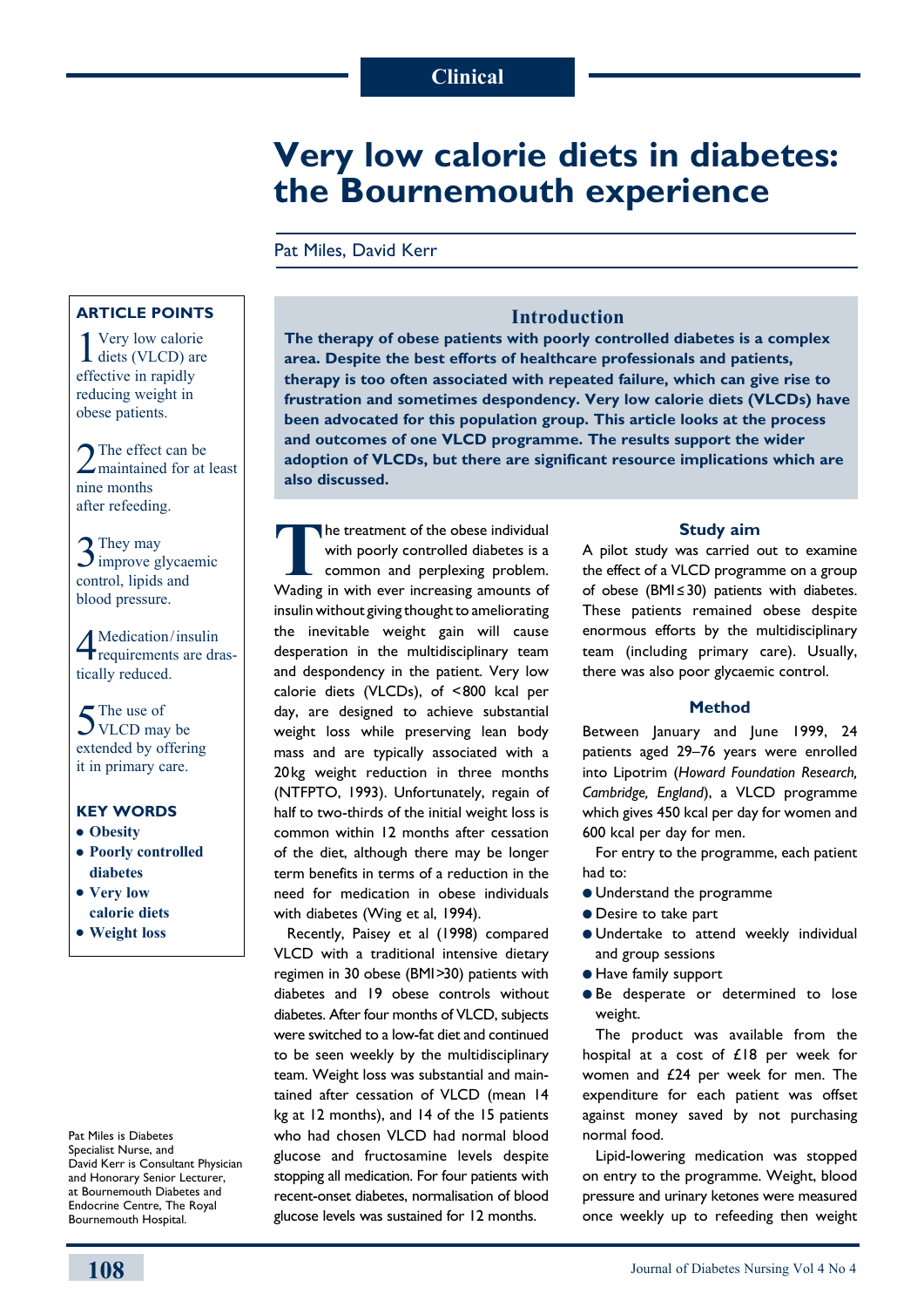Clinical

# Very low calorie diets in diabetes: the Bournemouth experience

Pat Miles, David Kerr

## ARTICLE POINTS

1. Very low calorie diets (VLCD) are effective in rapidly reducing weight in obese patients.
2. The effect can be maintained for at least nine months after refeeding.
3. They may improve glycaemic control, lipids and blood pressure.
4. Medication/insulin requirements are drastically reduced.
5. The use of VLCD may be extended by offering it in primary care.

## KEY WORDS

- Obesity
- Poorly controlled diabetes
- Very low calorie diets
- Weight loss

Pat Miles is Diabetes Specialist Nurse, and David Kerr is Consultant Physician and Honorary Senior Lecturer, at Bournemouth Diabetes and Endocrine Centre, The Royal Bournemouth Hospital.

## Introduction

**The therapy of obese patients with poorly controlled diabetes is a complex area. Despite the best efforts of healthcare professionals and patients, therapy is too often associated with repeated failure, which can give rise to frustration and sometimes despondency. Very low calorie diets (VLCDs) have been advocated for this population group. This article looks at the process and outcomes of one VLCD programme. The results support the wider adoption of VLCDs, but there are significant resource implications which are also discussed.**

The treatment of the obese individual with poorly controlled diabetes is a common and perplexing problem. Wading in with ever increasing amounts of insulin without giving thought to ameliorating the inevitable weight gain will cause desperation in the multidisciplinary team and despondency in the patient. Very low calorie diets (VLCDs), of <800 kcal per day, are designed to achieve substantial weight loss while preserving lean body mass and are typically associated with a 20 kg weight reduction in three months (NTFPTO, 1993). Unfortunately, regain of half to two-thirds of the initial weight loss is common within 12 months after cessation of the diet, although there may be longer term benefits in terms of a reduction in the need for medication in obese individuals with diabetes (Wing et al, 1994).

Recently, Paisey et al (1998) compared VLCD with a traditional intensive dietary regimen in 30 obese (BMI>30) patients with diabetes and 19 obese controls without diabetes. After four months of VLCD, subjects were switched to a low-fat diet and continued to be seen weekly by the multidisciplinary team. Weight loss was substantial and maintained after cessation of VLCD (mean 14 kg at 12 months), and 14 of the 15 patients who had chosen VLCD had normal blood glucose and fructosamine levels despite stopping all medication. For four patients with recent-onset diabetes, normalisation of blood glucose levels was sustained for 12 months.

### Study aim

A pilot study was carried out to examine the effect of a VLCD programme on a group of obese (BMI≤30) patients with diabetes. These patients remained obese despite enormous efforts by the multidisciplinary team (including primary care). Usually, there was also poor glycaemic control.

### Method

Between January and June 1999, 24 patients aged 29–76 years were enrolled into Lipotrim (*Howard Foundation Research, Cambridge, England*), a VLCD programme which gives 450 kcal per day for women and 600 kcal per day for men.

For entry to the programme, each patient had to:

- Understand the programme
- Desire to take part
- Undertake to attend weekly individual and group sessions
- Have family support
- Be desperate or determined to lose weight.

The product was available from the hospital at a cost of £18 per week for women and £24 per week for men. The expenditure for each patient was offset against money saved by not purchasing normal food.

Lipid-lowering medication was stopped on entry to the programme. Weight, blood pressure and urinary ketones were measured once weekly up to refeeding then weight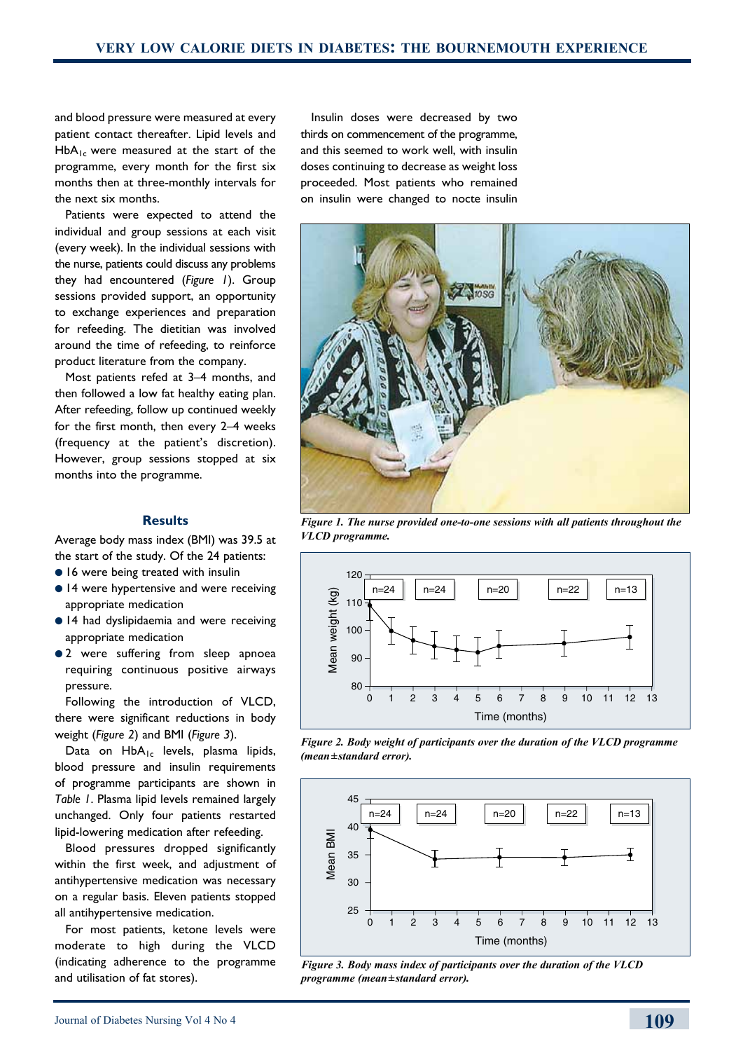and blood pressure were measured at every patient contact thereafter. Lipid levels and $HbA_{1c}$ were measured at the start of the programme, every month for the first six months then at three-monthly intervals for the next six months.

Patients were expected to attend the individual and group sessions at each visit (every week). In the individual sessions with the nurse, patients could discuss any problems they had encountered (*Figure 1*). Group sessions provided support, an opportunity to exchange experiences and preparation for refeeding. The dietitian was involved around the time of refeeding, to reinforce product literature from the company.

Most patients refed at 3–4 months, and then followed a low fat healthy eating plan. After refeeding, follow up continued weekly for the first month, then every 2–4 weeks (frequency at the patient's discretion). However, group sessions stopped at six months into the programme.

### Results

Average body mass index (BMI) was 39.5 at the start of the study. Of the 24 patients:

- 16 were being treated with insulin
- 14 were hypertensive and were receiving appropriate medication
- 14 had dyslipidaemia and were receiving appropriate medication
- 2 were suffering from sleep apnoea requiring continuous positive airways pressure.

Following the introduction of VLCD, there were significant reductions in body weight (*Figure 2*) and BMI (*Figure 3*).

Data on $HbA_{1c}$ levels, plasma lipids, blood pressure and insulin requirements of programme participants are shown in *Table 1*. Plasma lipid levels remained largely unchanged. Only four patients restarted lipid-lowering medication after refeeding.

Blood pressures dropped significantly within the first week, and adjustment of antihypertensive medication was necessary on a regular basis. Eleven patients stopped all antihypertensive medication.

For most patients, ketone levels were moderate to high during the VLCD (indicating adherence to the programme and utilisation of fat stores).

Insulin doses were decreased by two thirds on commencement of the programme, and this seemed to work well, with insulin doses continuing to decrease as weight loss proceeded. Most patients who remained on insulin were changed to nocte insulin

*Figure 1. The nurse provided one-to-one sessions with all patients throughout the VLCD programme.*

Mean weight (kg)
120
110
100
90
80
n=24 n=24 n=20 n=22 n=13
0 1 2 3 4 5 6 7 8 9 10 11 12 13
Time (months)

*Figure 2. Body weight of participants over the duration of the VLCD programme (mean±standard error).*

Mean BMI
45
40
35
30
25
n=24 n=24 n=20 n=22 n=13
0 1 2 3 4 5 6 7 8 9 10 11 12 13
Time (months)

*Figure 3. Body mass index of participants over the duration of the VLCD programme (mean±standard error).*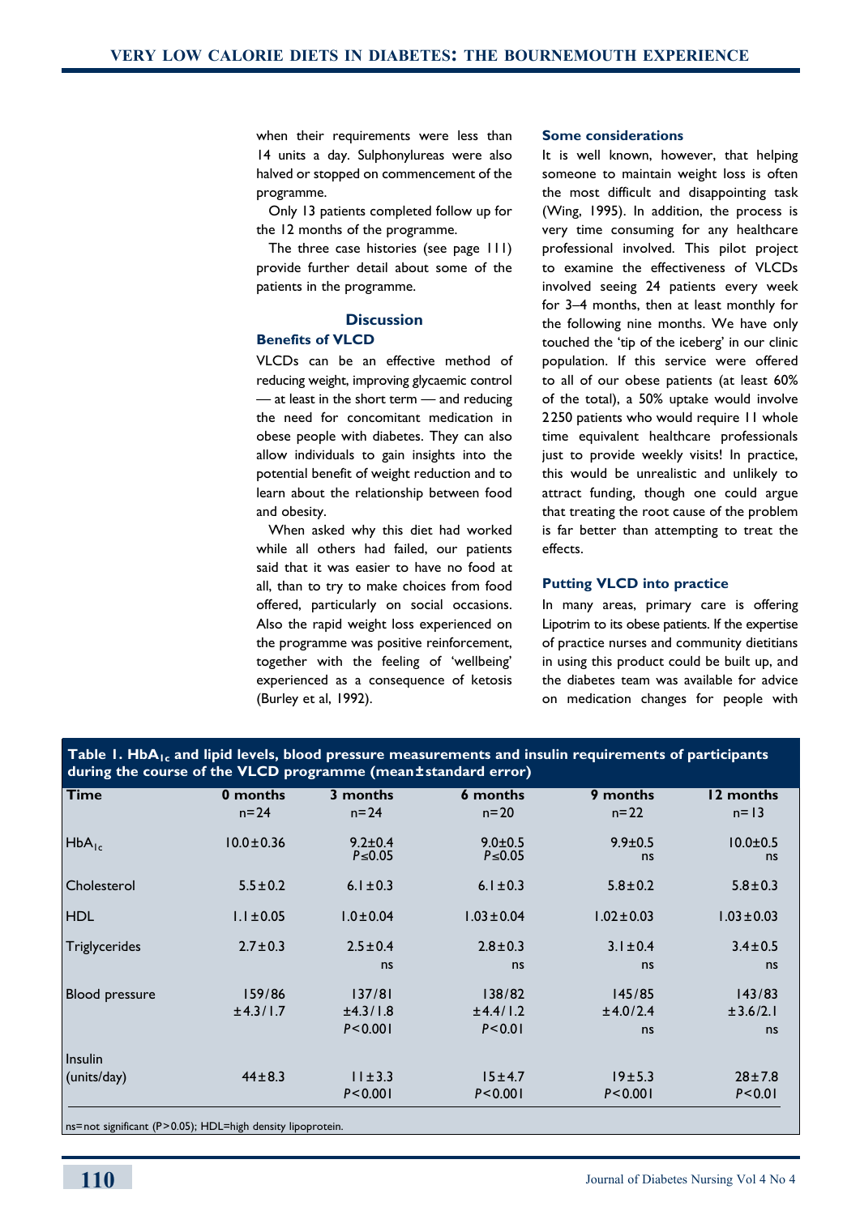when their requirements were less than 14 units a day. Sulphonylureas were also halved or stopped on commencement of the programme.

Only 13 patients completed follow up for the 12 months of the programme.

The three case histories (see page 111) provide further detail about some of the patients in the programme.

## Discussion

### Benefits of VLCD

VLCDs can be an effective method of reducing weight, improving glycaemic control — at least in the short term — and reducing the need for concomitant medication in obese people with diabetes. They can also allow individuals to gain insights into the potential benefit of weight reduction and to learn about the relationship between food and obesity.

When asked why this diet had worked while all others had failed, our patients said that it was easier to have no food at all, than to try to make choices from food offered, particularly on social occasions. Also the rapid weight loss experienced on the programme was positive reinforcement, together with the feeling of 'wellbeing' experienced as a consequence of ketosis (Burley et al, 1992).

### Some considerations

It is well known, however, that helping someone to maintain weight loss is often the most difficult and disappointing task (Wing, 1995). In addition, the process is very time consuming for any healthcare professional involved. This pilot project to examine the effectiveness of VLCDs involved seeing 24 patients every week for 3–4 months, then at least monthly for the following nine months. We have only touched the 'tip of the iceberg' in our clinic population. If this service were offered to all of our obese patients (at least 60% of the total), a 50% uptake would involve 2250 patients who would require 11 whole time equivalent healthcare professionals just to provide weekly visits! In practice, this would be unrealistic and unlikely to attract funding, though one could argue that treating the root cause of the problem is far better than attempting to treat the effects.

### Putting VLCD into practice

In many areas, primary care is offering Lipotrim to its obese patients. If the expertise of practice nurses and community dietitians in using this product could be built up, and the diabetes team was available for advice on medication changes for people with

**Table 1. $HbA_{1c}$ and lipid levels, blood pressure measurements and insulin requirements of participants during the course of the VLCD programme (mean±standard error)**

| Time | 0 months n=24 | 3 months n=24 | 6 months n=20 | 9 months n=22 | 12 months n=13 |
|---|---|---|---|---|---|
| $HbA_{1c}$ | 10.0±0.36 | 9.2±0.4 $P \leq 0.05$ | 9.0±0.5 $P \leq 0.05$ | 9.9±0.5 ns | 10.0±0.5 ns |
| Cholesterol | 5.5±0.2 | 6.1±0.3 | 6.1±0.3 | 5.8±0.2 | 5.8±0.3 |
| HDL | 1.1±0.05 | 1.0±0.04 | 1.03±0.04 | 1.02±0.03 | 1.03±0.03 |
| Triglycerides | 2.7±0.3 | 2.5±0.4 ns | 2.8±0.3 ns | 3.1±0.4 ns | 3.4±0.5 ns |
| Blood pressure | 159/86 ±4.3/1.7 | 137/81 ±4.3/1.8 $P<0.001$ | 138/82 ±4.4/1.2 $P<0.01$ | 145/85 ±4.0/2.4 ns | 143/83 ±3.6/2.1 ns |
| Insulin (units/day) | 44±8.3 | 11±3.3 $P<0.001$ | 15±4.7 $P<0.001$ | 19±5.3 $P<0.001$ | 28±7.8 $P<0.01$ |

ns=not significant ($P>0.05$); HDL=high density lipoprotein.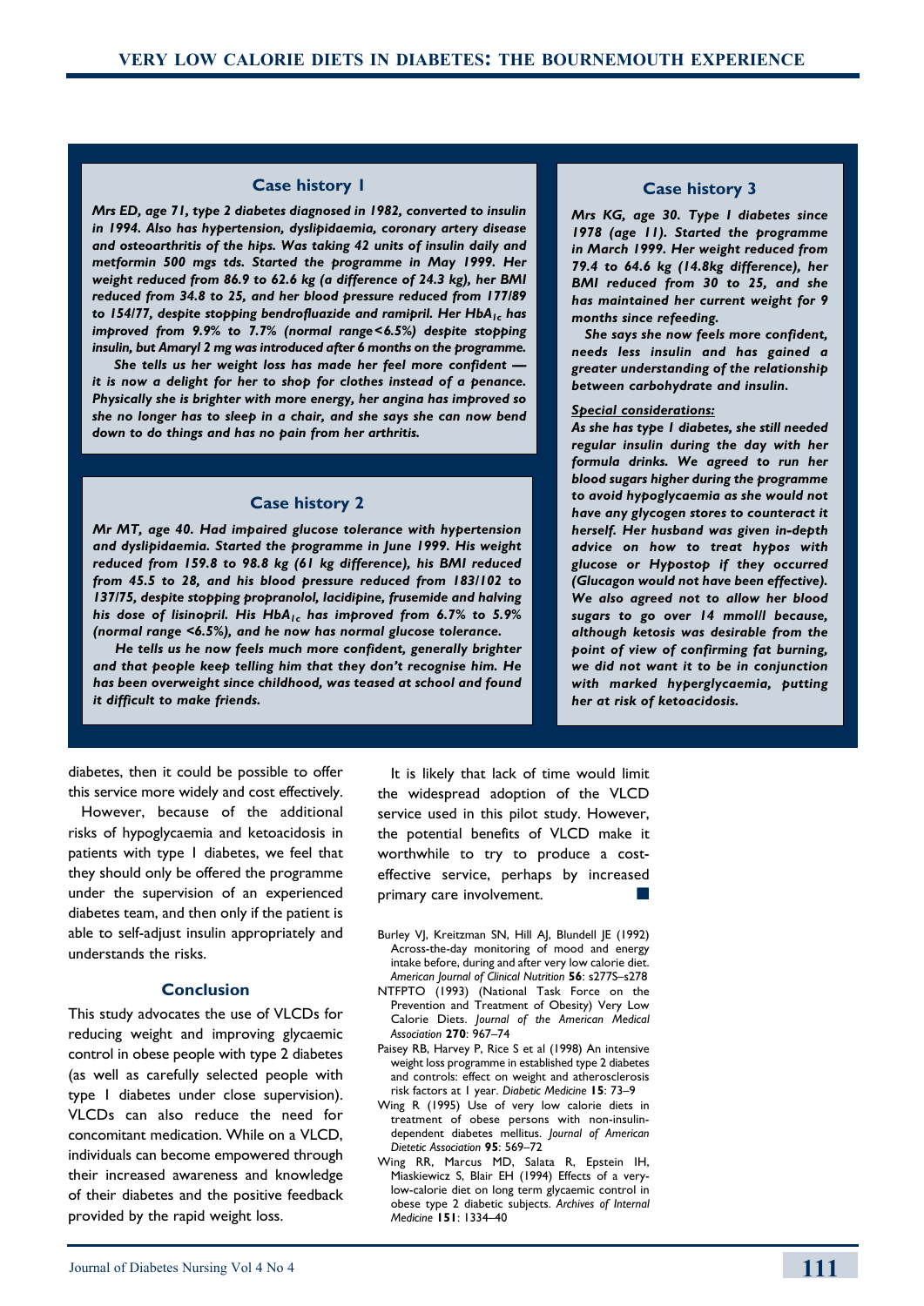### Case history 1

***Mrs ED, age 71, type 2 diabetes diagnosed in 1982, converted to insulin in 1994. Also has hypertension, dyslipidaemia, coronary artery disease and osteoarthritis of the hips. Was taking 42 units of insulin daily and metformin 500 mgs tds. Started the programme in May 1999. Her weight reduced from 86.9 to 62.6 kg (a difference of 24.3 kg), her BMI reduced from 34.8 to 25, and her blood pressure reduced from 177/89 to 154/77, despite stopping bendrofluazide and ramipril. Her $HbA_{1c}$ has improved from 9.9% to 7.7% (normal range<6.5%) despite stopping insulin, but Amaryl 2 mg was introduced after 6 months on the programme.***

***She tells us her weight loss has made her feel more confident — it is now a delight for her to shop for clothes instead of a penance. Physically she is brighter with more energy, her angina has improved so she no longer has to sleep in a chair, and she says she can now bend down to do things and has no pain from her arthritis.***

### Case history 2

***Mr MT, age 40. Had impaired glucose tolerance with hypertension and dyslipidaemia. Started the programme in June 1999. His weight reduced from 159.8 to 98.8 kg (61 kg difference), his BMI reduced from 45.5 to 28, and his blood pressure reduced from 183/102 to 137/75, despite stopping propranolol, lacidipine, frusemide and halving his dose of lisinopril. His $HbA_{1c}$ has improved from 6.7% to 5.9% (normal range <6.5%), and he now has normal glucose tolerance.***

***He tells us he now feels much more confident, generally brighter and that people keep telling him that they don't recognise him. He has been overweight since childhood, was teased at school and found it difficult to make friends.***

### Case history 3

***Mrs KG, age 30. Type 1 diabetes since 1978 (age 11). Started the programme in March 1999. Her weight reduced from 79.4 to 64.6 kg (14.8kg difference), her BMI reduced from 30 to 25, and she has maintained her current weight for 9 months since refeeding.***

***She says she now feels more confident, needs less insulin and has gained a greater understanding of the relationship between carbohydrate and insulin.***

***Special considerations:***

***As she has type 1 diabetes, she still needed regular insulin during the day with her formula drinks. We agreed to run her blood sugars higher during the programme to avoid hypoglycaemia as she would not have any glycogen stores to counteract it herself. Her husband was given in-depth advice on how to treat hypos with glucose or Hypostop if they occurred (Glucagon would not have been effective). We also agreed not to allow her blood sugars to go over 14 mmol/l because, although ketosis was desirable from the point of view of confirming fat burning, we did not want it to be in conjunction with marked hyperglycaemia, putting her at risk of ketoacidosis.***

diabetes, then it could be possible to offer this service more widely and cost effectively.

However, because of the additional risks of hypoglycaemia and ketoacidosis in patients with type 1 diabetes, we feel that they should only be offered the programme under the supervision of an experienced diabetes team, and then only if the patient is able to self-adjust insulin appropriately and understands the risks.

## Conclusion

This study advocates the use of VLCDs for reducing weight and improving glycaemic control in obese people with type 2 diabetes (as well as carefully selected people with type 1 diabetes under close supervision). VLCDs can also reduce the need for concomitant medication. While on a VLCD, individuals can become empowered through their increased awareness and knowledge of their diabetes and the positive feedback provided by the rapid weight loss.

It is likely that lack of time would limit the widespread adoption of the VLCD service used in this pilot study. However, the potential benefits of VLCD make it worthwhile to try to produce a cost-effective service, perhaps by increased primary care involvement.

Burley VJ, Kreitzman SN, Hill AJ, Blundell JE (1992) Across-the-day monitoring of mood and energy intake before, during and after very low calorie diet. *American Journal of Clinical Nutrition* **56**: s277S–s278

NTFPTO (1993) (National Task Force on the Prevention and Treatment of Obesity) Very Low Calorie Diets. *Journal of the American Medical Association* **270**: 967–74

Paisey RB, Harvey P, Rice S et al (1998) An intensive weight loss programme in established type 2 diabetes and controls: effect on weight and atherosclerosis risk factors at 1 year. *Diabetic Medicine* **15**: 73–9

Wing R (1995) Use of very low calorie diets in treatment of obese persons with non-insulin-dependent diabetes mellitus. *Journal of American Dietetic Association* **95**: 569–72

Wing RR, Marcus MD, Salata R, Epstein IH, Miaskiewicz S, Blair EH (1994) Effects of a very-low-calorie diet on long term glycaemic control in obese type 2 diabetic subjects. *Archives of Internal Medicine* **151**: 1334–40